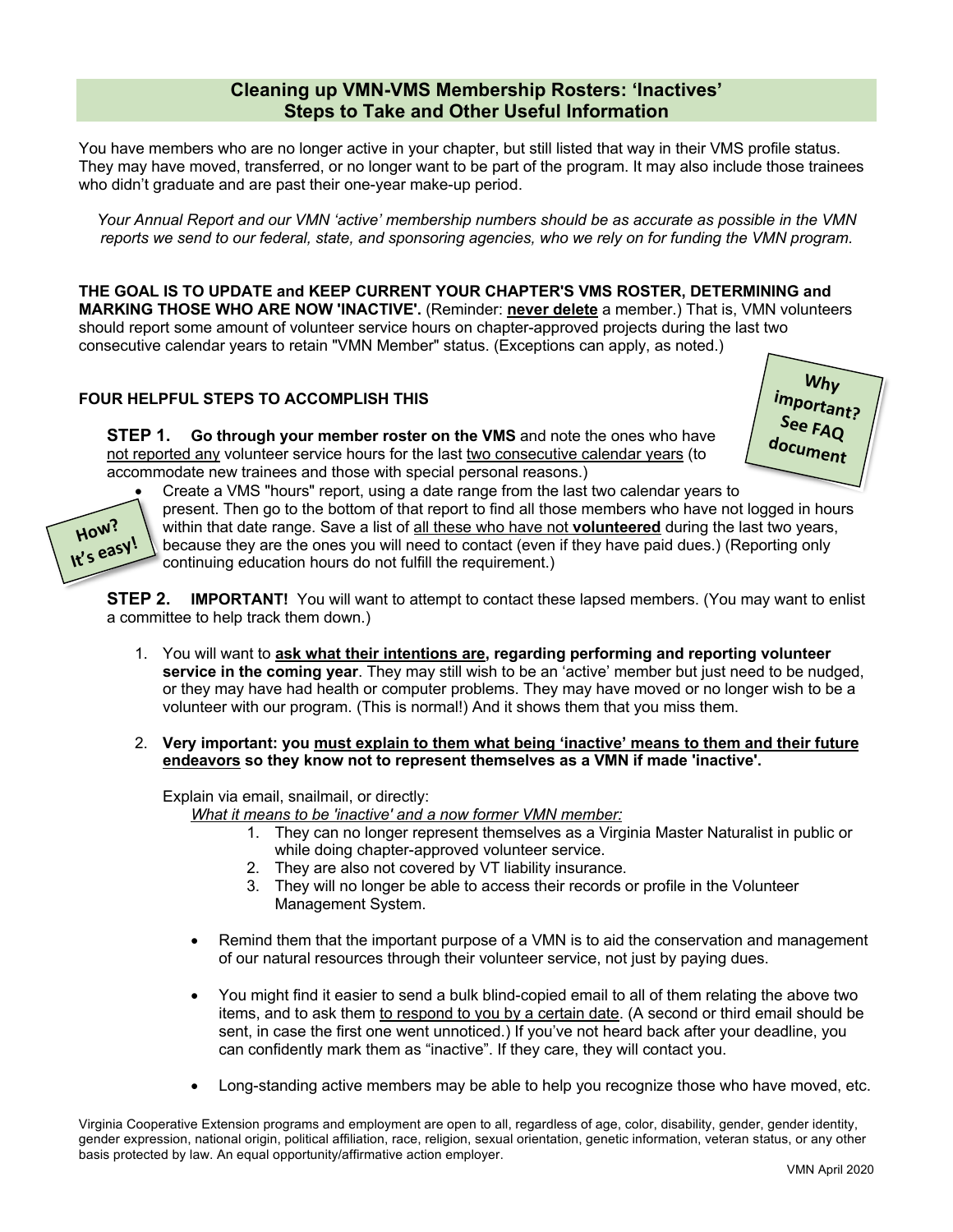## Cleaning up VMN-VMS Membership Rosters: 'Inactives'
## Steps to Take and Other Useful Information

You have members who are no longer active in your chapter, but still listed that way in their VMS profile status. They may have moved, transferred, or no longer want to be part of the program. It may also include those trainees who didn't graduate and are past their one-year make-up period.

*Your Annual Report and our VMN 'active' membership numbers should be as accurate as possible in the VMN reports we send to our federal, state, and sponsoring agencies, who we rely on for funding the VMN program.*

**THE GOAL IS TO UPDATE and KEEP CURRENT YOUR CHAPTER'S VMS ROSTER, DETERMINING and MARKING THOSE WHO ARE NOW 'INACTIVE'.** (Reminder: **<u>never delete</u>** a member.) That is, VMN volunteers should report some amount of volunteer service hours on chapter-approved projects during the last two consecutive calendar years to retain "VMN Member" status. (Exceptions can apply, as noted.)

**Why important? See FAQ document**

### FOUR HELPFUL STEPS TO ACCOMPLISH THIS

**STEP 1. Go through your member roster on the VMS** and note the ones who have <u>not reported any</u> volunteer service hours for the last <u>two consecutive calendar years</u> (to accommodate new trainees and those with special personal reasons.)

**How? It's easy!**

- Create a VMS "hours" report, using a date range from the last two calendar years to present. Then go to the bottom of that report to find all those members who have not logged in hours within that date range. Save a list of <u>all these who have not **volunteered**</u> during the last two years, because they are the ones you will need to contact (even if they have paid dues.) (Reporting only continuing education hours do not fulfill the requirement.)

**STEP 2. IMPORTANT!** You will want to attempt to contact these lapsed members. (You may want to enlist a committee to help track them down.)

1. You will want to **<u>ask what their intentions are</u>, regarding performing and reporting volunteer service in the coming year**. They may still wish to be an 'active' member but just need to be nudged, or they may have had health or computer problems. They may have moved or no longer wish to be a volunteer with our program. (This is normal!) And it shows them that you miss them.

2. **Very important: you <u>must explain to them what being 'inactive' means to them and their future endeavors</u> so they know not to represent themselves as a VMN if made 'inactive'.**

   Explain via email, snailmail, or directly:
   *<u>What it means to be 'inactive' and a now former VMN member:</u>*
   1. They can no longer represent themselves as a Virginia Master Naturalist in public or while doing chapter-approved volunteer service.
   2. They are also not covered by VT liability insurance.
   3. They will no longer be able to access their records or profile in the Volunteer Management System.

   - Remind them that the important purpose of a VMN is to aid the conservation and management of our natural resources through their volunteer service, not just by paying dues.
   - You might find it easier to send a bulk blind-copied email to all of them relating the above two items, and to ask them <u>to respond to you by a certain date</u>. (A second or third email should be sent, in case the first one went unnoticed.) If you've not heard back after your deadline, you can confidently mark them as "inactive". If they care, they will contact you.
   - Long-standing active members may be able to help you recognize those who have moved, etc.

Virginia Cooperative Extension programs and employment are open to all, regardless of age, color, disability, gender, gender identity, gender expression, national origin, political affiliation, race, religion, sexual orientation, genetic information, veteran status, or any other basis protected by law. An equal opportunity/affirmative action employer.

VMN April 2020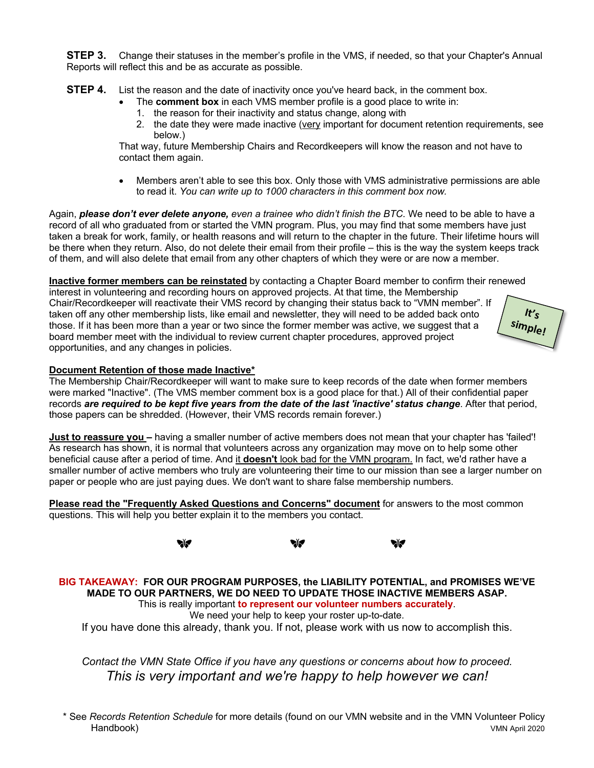**STEP 3.** Change their statuses in the member's profile in the VMS, if needed, so that your Chapter's Annual Reports will reflect this and be as accurate as possible.

**STEP 4.** List the reason and the date of inactivity once you've heard back, in the comment box.

- The **comment box** in each VMS member profile is a good place to write in:
  1. the reason for their inactivity and status change, along with
  2. the date they were made inactive (very important for document retention requirements, see below.)

  That way, future Membership Chairs and Recordkeepers will know the reason and not have to contact them again.

- Members aren't able to see this box. Only those with VMS administrative permissions are able to read it. *You can write up to 1000 characters in this comment box now.*

Again, ***please don't ever delete anyone,*** *even a trainee who didn't finish the BTC*. We need to be able to have a record of all who graduated from or started the VMN program. Plus, you may find that some members have just taken a break for work, family, or health reasons and will return to the chapter in the future. Their lifetime hours will be there when they return. Also, do not delete their email from their profile – this is the way the system keeps track of them, and will also delete that email from any other chapters of which they were or are now a member.

**Inactive former members can be reinstated** by contacting a Chapter Board member to confirm their renewed interest in volunteering and recording hours on approved projects. At that time, the Membership Chair/Recordkeeper will reactivate their VMS record by changing their status back to "VMN member". If taken off any other membership lists, like email and newsletter, they will need to be added back onto those. If it has been more than a year or two since the former member was active, we suggest that a board member meet with the individual to review current chapter procedures, approved project opportunities, and any changes in policies.

It's simple!

**Document Retention of those made Inactive***

The Membership Chair/Recordkeeper will want to make sure to keep records of the date when former members were marked "Inactive". (The VMS member comment box is a good place for that.) All of their confidential paper records ***are required to be kept five years from the date of the last 'inactive' status change***. After that period, those papers can be shredded. (However, their VMS records remain forever.)

**Just to reassure you** – having a smaller number of active members does not mean that your chapter has 'failed'! As research has shown, it is normal that volunteers across any organization may move on to help some other beneficial cause after a period of time. And it **doesn't** look bad for the VMN program. In fact, we'd rather have a smaller number of active members who truly are volunteering their time to our mission than see a larger number on paper or people who are just paying dues. We don't want to share false membership numbers.

**Please read the "Frequently Asked Questions and Concerns" document** for answers to the most common questions. This will help you better explain it to the members you contact.

**BIG TAKEAWAY: FOR OUR PROGRAM PURPOSES, the LIABILITY POTENTIAL, and PROMISES WE'VE MADE TO OUR PARTNERS, WE DO NEED TO UPDATE THOSE INACTIVE MEMBERS ASAP.**

This is really important **to represent our volunteer numbers accurately**.

We need your help to keep your roster up-to-date.

If you have done this already, thank you. If not, please work with us now to accomplish this.

*Contact the VMN State Office if you have any questions or concerns about how to proceed.*

*This is very important and we're happy to help however we can!*

\* See *Records Retention Schedule* for more details (found on our VMN website and in the VMN Volunteer Policy Handbook)

VMN April 2020